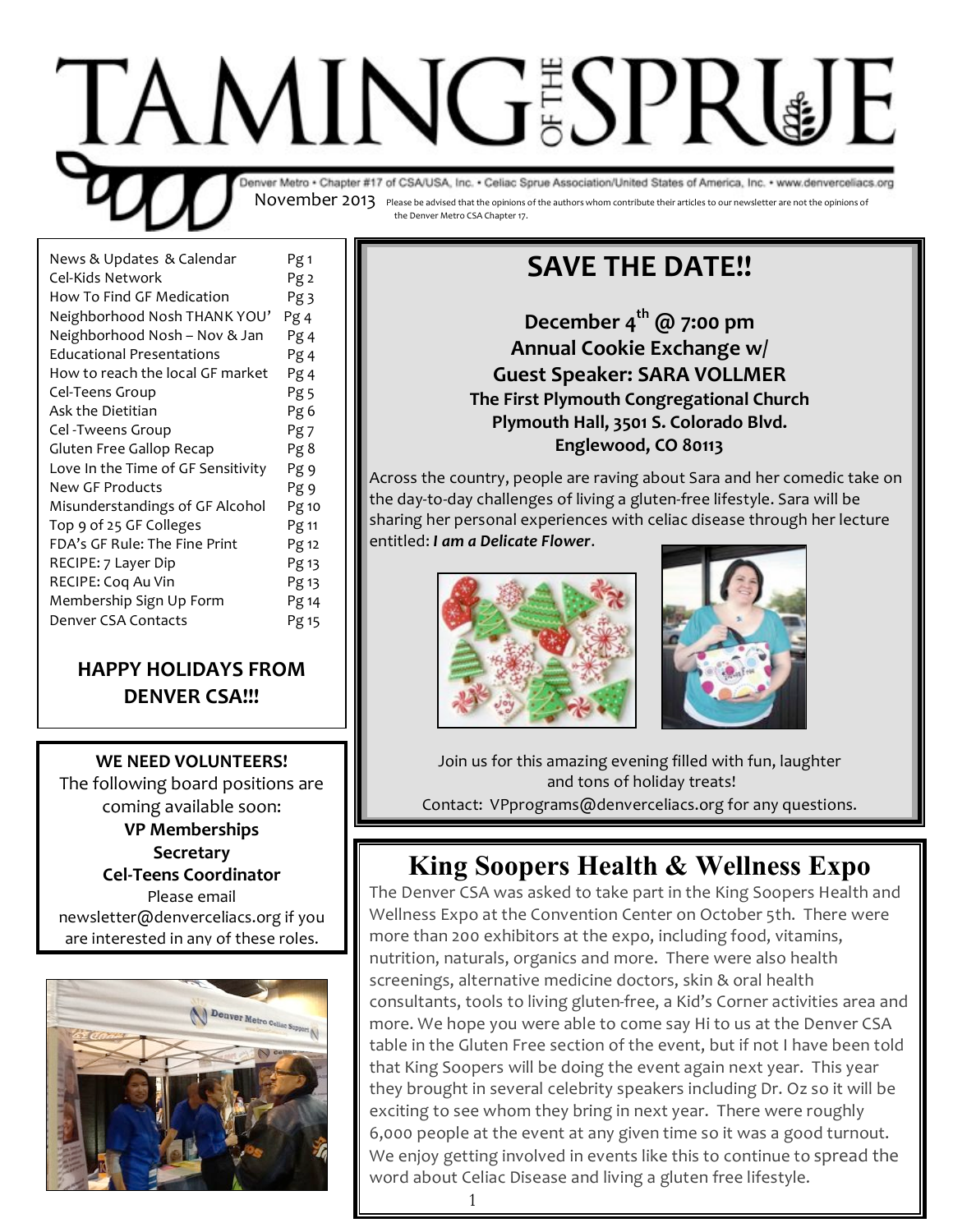# TAMING OF THE SPRUE

Denver Metro • Chapter #17 of CSA/USA, Inc. • Celiac Sprue Association/United States of America, Inc. • www.denverceliacs.org

November 2013 Please be advised that the opinions of the authors whom contribute their articles to our newsletter are not the opinions of the Denver Metro CSA Chapter 17.

| | |
|---|---|
| News & Updates & Calendar | Pg 1 |
| Cel-Kids Network | Pg 2 |
| How To Find GF Medication | Pg 3 |
| Neighborhood Nosh THANK YOU' | Pg 4 |
| Neighborhood Nosh – Nov & Jan | Pg 4 |
| Educational Presentations | Pg 4 |
| How to reach the local GF market | Pg 4 |
| Cel-Teens Group | Pg 5 |
| Ask the Dietitian | Pg 6 |
| Cel -Tweens Group | Pg 7 |
| Gluten Free Gallop Recap | Pg 8 |
| Love In the Time of GF Sensitivity | Pg 9 |
| New GF Products | Pg 9 |
| Misunderstandings of GF Alcohol | Pg 10 |
| Top 9 of 25 GF Colleges | Pg 11 |
| FDA's GF Rule: The Fine Print | Pg 12 |
| RECIPE: 7 Layer Dip | Pg 13 |
| RECIPE: Coq Au Vin | Pg 13 |
| Membership Sign Up Form | Pg 14 |
| Denver CSA Contacts | Pg 15 |

**HAPPY HOLIDAYS FROM DENVER CSA!!!**

**WE NEED VOLUNTEERS!**

The following board positions are coming available soon:

**VP Memberships**
**Secretary**
**Cel-Teens Coordinator**

Please email newsletter@denverceliacs.org if you are interested in any of these roles.

## SAVE THE DATE!!

**December 4th @ 7:00 pm**
**Annual Cookie Exchange w/**
**Guest Speaker: SARA VOLLMER**
**The First Plymouth Congregational Church**
**Plymouth Hall, 3501 S. Colorado Blvd.**
**Englewood, CO 80113**

Across the country, people are raving about Sara and her comedic take on the day-to-day challenges of living a gluten-free lifestyle. Sara will be sharing her personal experiences with celiac disease through her lecture entitled: ***I am a Delicate Flower***.

Join us for this amazing evening filled with fun, laughter and tons of holiday treats!

Contact: VPprograms@denverceliacs.org for any questions.

## King Soopers Health & Wellness Expo

The Denver CSA was asked to take part in the King Soopers Health and Wellness Expo at the Convention Center on October 5th. There were more than 200 exhibitors at the expo, including food, vitamins, nutrition, naturals, organics and more. There were also health screenings, alternative medicine doctors, skin & oral health consultants, tools to living gluten-free, a Kid's Corner activities area and more. We hope you were able to come say Hi to us at the Denver CSA table in the Gluten Free section of the event, but if not I have been told that King Soopers will be doing the event again next year. This year they brought in several celebrity speakers including Dr. Oz so it will be exciting to see whom they bring in next year. There were roughly 6,000 people at the event at any given time so it was a good turnout. We enjoy getting involved in events like this to continue to spread the word about Celiac Disease and living a gluten free lifestyle.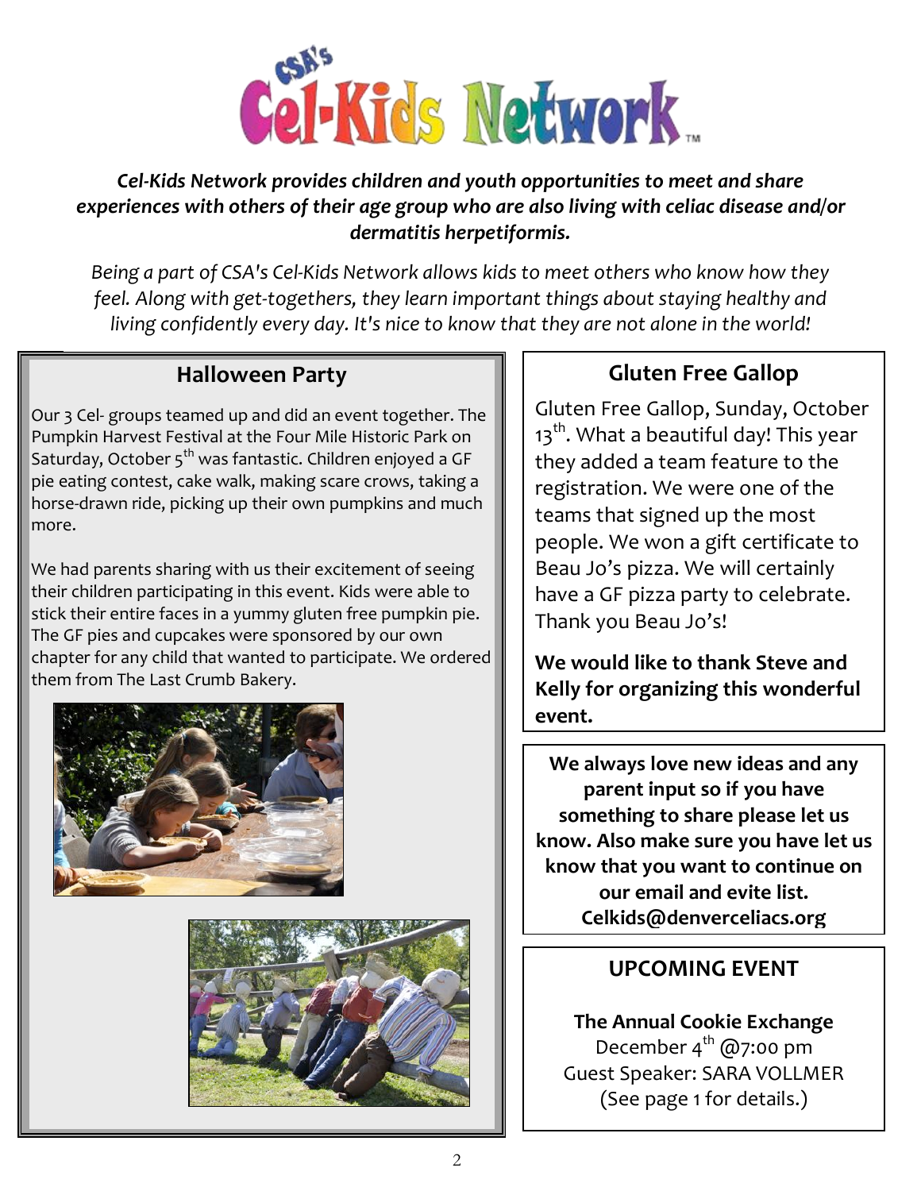# CSA's Cel-Kids Network™

***Cel-Kids Network provides children and youth opportunities to meet and share experiences with others of their age group who are also living with celiac disease and/or dermatitis herpetiformis.***

*Being a part of CSA's Cel-Kids Network allows kids to meet others who know how they feel. Along with get-togethers, they learn important things about staying healthy and living confidently every day. It's nice to know that they are not alone in the world!*

## Halloween Party

Our 3 Cel- groups teamed up and did an event together. The Pumpkin Harvest Festival at the Four Mile Historic Park on Saturday, October 5th was fantastic. Children enjoyed a GF pie eating contest, cake walk, making scare crows, taking a horse-drawn ride, picking up their own pumpkins and much more.

We had parents sharing with us their excitement of seeing their children participating in this event. Kids were able to stick their entire faces in a yummy gluten free pumpkin pie. The GF pies and cupcakes were sponsored by our own chapter for any child that wanted to participate. We ordered them from The Last Crumb Bakery.

## Gluten Free Gallop

Gluten Free Gallop, Sunday, October 13th. What a beautiful day! This year they added a team feature to the registration. We were one of the teams that signed up the most people. We won a gift certificate to Beau Jo's pizza. We will certainly have a GF pizza party to celebrate. Thank you Beau Jo's!

**We would like to thank Steve and Kelly for organizing this wonderful event.**

**We always love new ideas and any parent input so if you have something to share please let us know. Also make sure you have let us know that you want to continue on our email and evite list. Celkids@denverceliacs.org**

## UPCOMING EVENT

**The Annual Cookie Exchange**
December 4th @7:00 pm
Guest Speaker: SARA VOLLMER
(See page 1 for details.)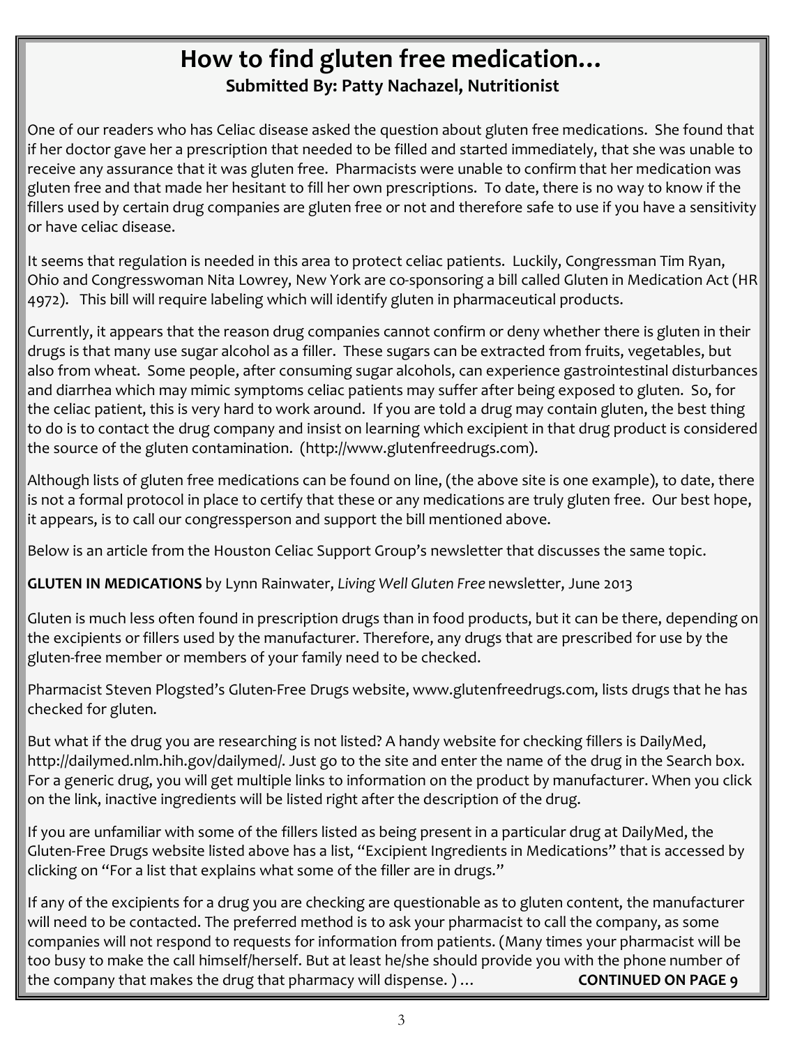# How to find gluten free medication…

**Submitted By: Patty Nachazel, Nutritionist**

One of our readers who has Celiac disease asked the question about gluten free medications. She found that if her doctor gave her a prescription that needed to be filled and started immediately, that she was unable to receive any assurance that it was gluten free. Pharmacists were unable to confirm that her medication was gluten free and that made her hesitant to fill her own prescriptions. To date, there is no way to know if the fillers used by certain drug companies are gluten free or not and therefore safe to use if you have a sensitivity or have celiac disease.

It seems that regulation is needed in this area to protect celiac patients. Luckily, Congressman Tim Ryan, Ohio and Congresswoman Nita Lowrey, New York are co-sponsoring a bill called Gluten in Medication Act (HR 4972). This bill will require labeling which will identify gluten in pharmaceutical products.

Currently, it appears that the reason drug companies cannot confirm or deny whether there is gluten in their drugs is that many use sugar alcohol as a filler. These sugars can be extracted from fruits, vegetables, but also from wheat. Some people, after consuming sugar alcohols, can experience gastrointestinal disturbances and diarrhea which may mimic symptoms celiac patients may suffer after being exposed to gluten. So, for the celiac patient, this is very hard to work around. If you are told a drug may contain gluten, the best thing to do is to contact the drug company and insist on learning which excipient in that drug product is considered the source of the gluten contamination. (http://www.glutenfreedrugs.com).

Although lists of gluten free medications can be found on line, (the above site is one example), to date, there is not a formal protocol in place to certify that these or any medications are truly gluten free. Our best hope, it appears, is to call our congressperson and support the bill mentioned above.

Below is an article from the Houston Celiac Support Group's newsletter that discusses the same topic.

**GLUTEN IN MEDICATIONS** by Lynn Rainwater, *Living Well Gluten Free* newsletter, June 2013

Gluten is much less often found in prescription drugs than in food products, but it can be there, depending on the excipients or fillers used by the manufacturer. Therefore, any drugs that are prescribed for use by the gluten-free member or members of your family need to be checked.

Pharmacist Steven Plogsted's Gluten-Free Drugs website, www.glutenfreedrugs.com, lists drugs that he has checked for gluten.

But what if the drug you are researching is not listed? A handy website for checking fillers is DailyMed, http://dailymed.nlm.hih.gov/dailymed/. Just go to the site and enter the name of the drug in the Search box. For a generic drug, you will get multiple links to information on the product by manufacturer. When you click on the link, inactive ingredients will be listed right after the description of the drug.

If you are unfamiliar with some of the fillers listed as being present in a particular drug at DailyMed, the Gluten-Free Drugs website listed above has a list, "Excipient Ingredients in Medications" that is accessed by clicking on "For a list that explains what some of the filler are in drugs."

If any of the excipients for a drug you are checking are questionable as to gluten content, the manufacturer will need to be contacted. The preferred method is to ask your pharmacist to call the company, as some companies will not respond to requests for information from patients. (Many times your pharmacist will be too busy to make the call himself/herself. But at least he/she should provide you with the phone number of the company that makes the drug that pharmacy will dispense. ) … **CONTINUED ON PAGE 9**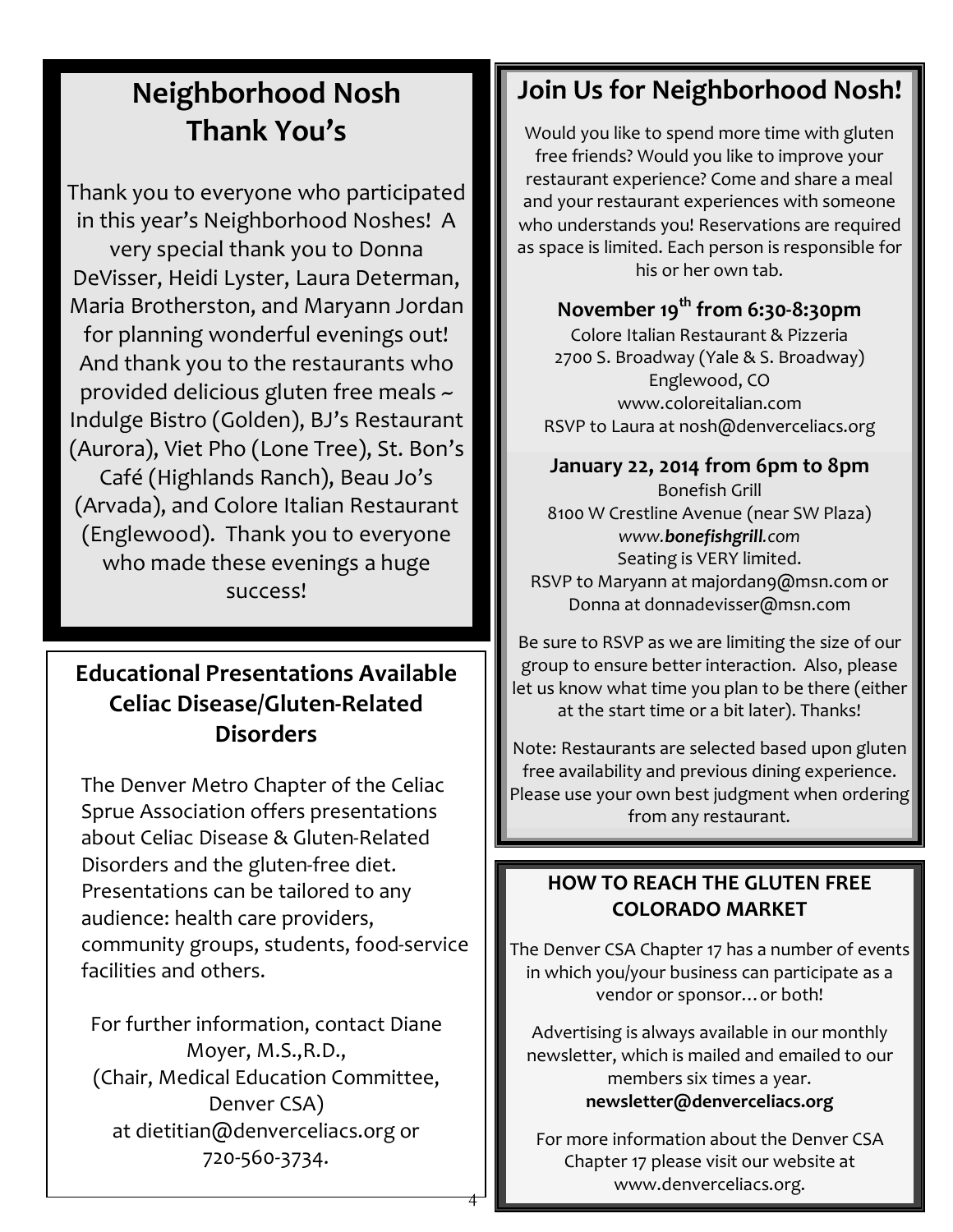## Neighborhood Nosh Thank You's

Thank you to everyone who participated in this year's Neighborhood Noshes! A very special thank you to Donna DeVisser, Heidi Lyster, Laura Determan, Maria Brotherston, and Maryann Jordan for planning wonderful evenings out! And thank you to the restaurants who provided delicious gluten free meals ~ Indulge Bistro (Golden), BJ's Restaurant (Aurora), Viet Pho (Lone Tree), St. Bon's Café (Highlands Ranch), Beau Jo's (Arvada), and Colore Italian Restaurant (Englewood). Thank you to everyone who made these evenings a huge success!

## Educational Presentations Available Celiac Disease/Gluten-Related Disorders

The Denver Metro Chapter of the Celiac Sprue Association offers presentations about Celiac Disease & Gluten-Related Disorders and the gluten-free diet. Presentations can be tailored to any audience: health care providers, community groups, students, food-service facilities and others.

For further information, contact Diane Moyer, M.S.,R.D., (Chair, Medical Education Committee, Denver CSA) at dietitian@denverceliacs.org or 720-560-3734.

## Join Us for Neighborhood Nosh!

Would you like to spend more time with gluten free friends? Would you like to improve your restaurant experience? Come and share a meal and your restaurant experiences with someone who understands you! Reservations are required as space is limited. Each person is responsible for his or her own tab.

**November 19th from 6:30-8:30pm**
Colore Italian Restaurant & Pizzeria
2700 S. Broadway (Yale & S. Broadway)
Englewood, CO
www.coloreitalian.com
RSVP to Laura at nosh@denverceliacs.org

**January 22, 2014 from 6pm to 8pm**
Bonefish Grill
8100 W Crestline Avenue (near SW Plaza)
*www.**bonefishgrill**.com*
Seating is VERY limited.
RSVP to Maryann at majordan9@msn.com or Donna at donnadevisser@msn.com

Be sure to RSVP as we are limiting the size of our group to ensure better interaction. Also, please let us know what time you plan to be there (either at the start time or a bit later). Thanks!

Note: Restaurants are selected based upon gluten free availability and previous dining experience. Please use your own best judgment when ordering from any restaurant.

## HOW TO REACH THE GLUTEN FREE COLORADO MARKET

The Denver CSA Chapter 17 has a number of events in which you/your business can participate as a vendor or sponsor…or both!

Advertising is always available in our monthly newsletter, which is mailed and emailed to our members six times a year.
**newsletter@denverceliacs.org**

For more information about the Denver CSA Chapter 17 please visit our website at www.denverceliacs.org.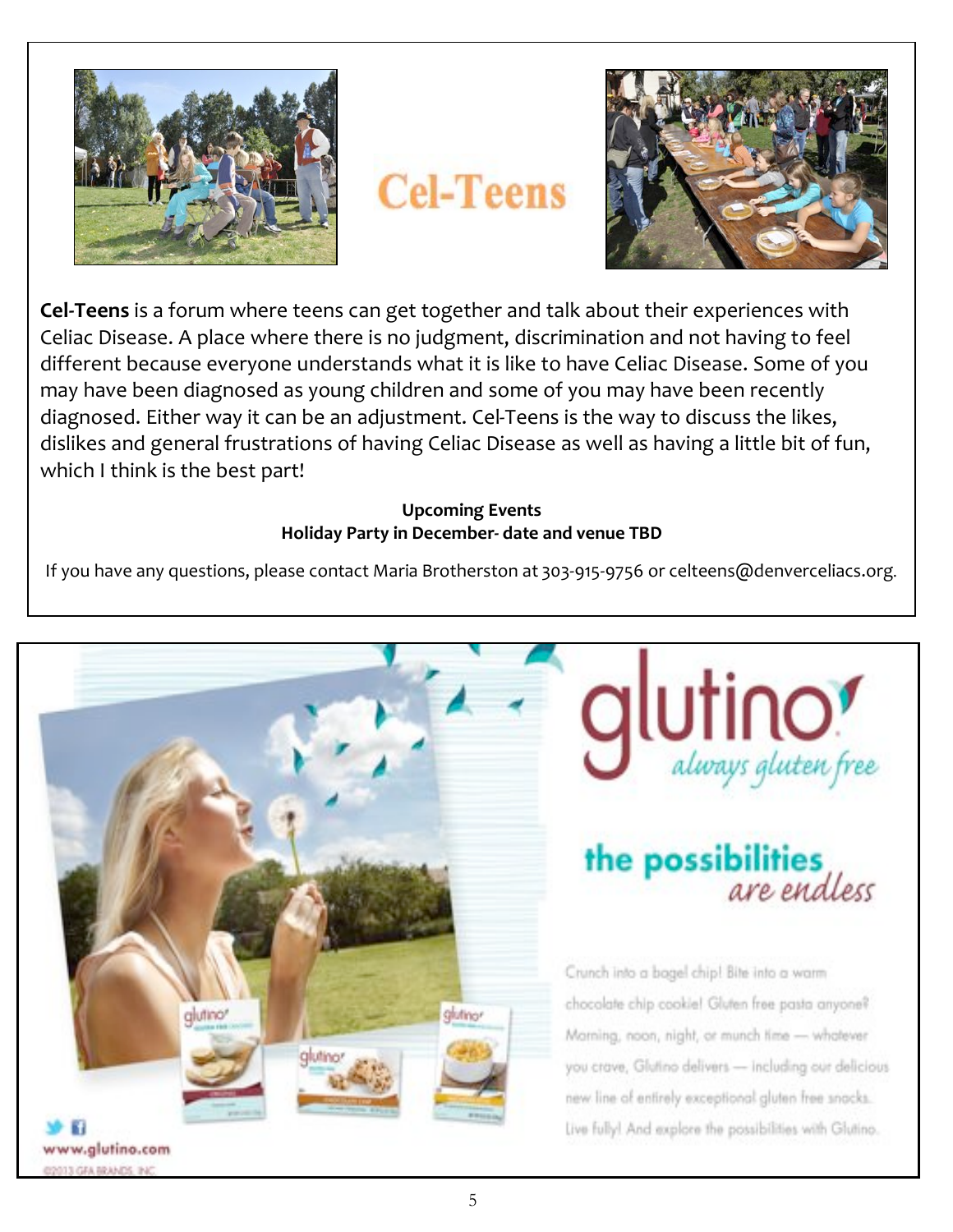# Cel-Teens

**Cel-Teens** is a forum where teens can get together and talk about their experiences with Celiac Disease. A place where there is no judgment, discrimination and not having to feel different because everyone understands what it is like to have Celiac Disease. Some of you may have been diagnosed as young children and some of you may have been recently diagnosed. Either way it can be an adjustment. Cel-Teens is the way to discuss the likes, dislikes and general frustrations of having Celiac Disease as well as having a little bit of fun, which I think is the best part!

**Upcoming Events**
**Holiday Party in December- date and venue TBD**

If you have any questions, please contact Maria Brotherston at 303-915-9756 or celteens@denverceliacs.org.

---

# glutino

*always gluten free*

**the possibilities** *are endless*

Crunch into a bagel chip! Bite into a warm chocolate chip cookie! Gluten free pasta anyone? Morning, noon, night, or munch time — whatever you crave, Glutino delivers — including our delicious new line of entirely exceptional gluten free snacks. Live fully! And explore the possibilities with Glutino.

www.glutino.com

©2013 GFA BRANDS, INC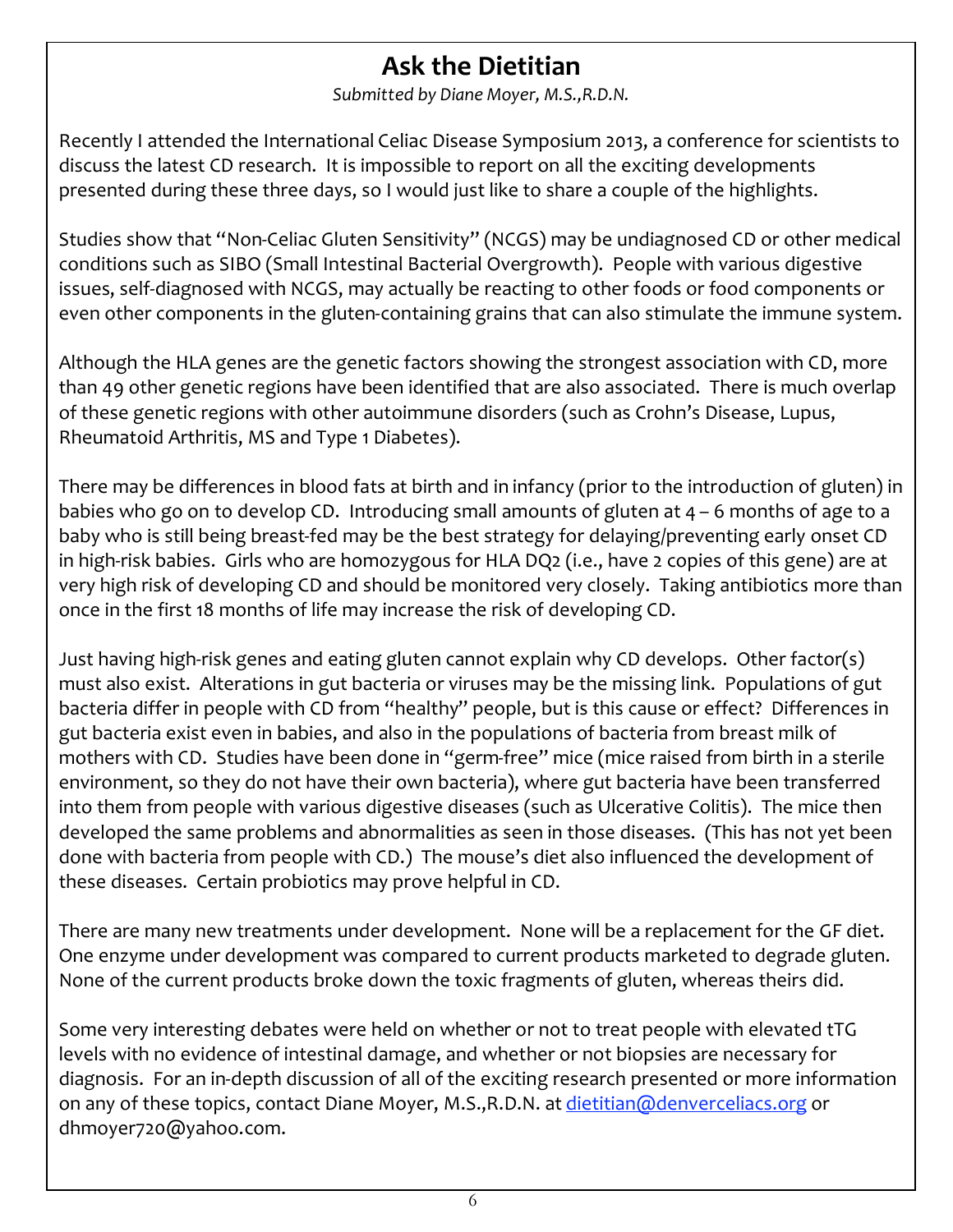# Ask the Dietitian

*Submitted by Diane Moyer, M.S.,R.D.N.*

Recently I attended the International Celiac Disease Symposium 2013, a conference for scientists to discuss the latest CD research. It is impossible to report on all the exciting developments presented during these three days, so I would just like to share a couple of the highlights.

Studies show that "Non-Celiac Gluten Sensitivity" (NCGS) may be undiagnosed CD or other medical conditions such as SIBO (Small Intestinal Bacterial Overgrowth). People with various digestive issues, self-diagnosed with NCGS, may actually be reacting to other foods or food components or even other components in the gluten-containing grains that can also stimulate the immune system.

Although the HLA genes are the genetic factors showing the strongest association with CD, more than 49 other genetic regions have been identified that are also associated. There is much overlap of these genetic regions with other autoimmune disorders (such as Crohn's Disease, Lupus, Rheumatoid Arthritis, MS and Type 1 Diabetes).

There may be differences in blood fats at birth and in infancy (prior to the introduction of gluten) in babies who go on to develop CD. Introducing small amounts of gluten at 4 – 6 months of age to a baby who is still being breast-fed may be the best strategy for delaying/preventing early onset CD in high-risk babies. Girls who are homozygous for HLA DQ2 (i.e., have 2 copies of this gene) are at very high risk of developing CD and should be monitored very closely. Taking antibiotics more than once in the first 18 months of life may increase the risk of developing CD.

Just having high-risk genes and eating gluten cannot explain why CD develops. Other factor(s) must also exist. Alterations in gut bacteria or viruses may be the missing link. Populations of gut bacteria differ in people with CD from "healthy" people, but is this cause or effect? Differences in gut bacteria exist even in babies, and also in the populations of bacteria from breast milk of mothers with CD. Studies have been done in "germ-free" mice (mice raised from birth in a sterile environment, so they do not have their own bacteria), where gut bacteria have been transferred into them from people with various digestive diseases (such as Ulcerative Colitis). The mice then developed the same problems and abnormalities as seen in those diseases. (This has not yet been done with bacteria from people with CD.) The mouse's diet also influenced the development of these diseases. Certain probiotics may prove helpful in CD.

There are many new treatments under development. None will be a replacement for the GF diet. One enzyme under development was compared to current products marketed to degrade gluten. None of the current products broke down the toxic fragments of gluten, whereas theirs did.

Some very interesting debates were held on whether or not to treat people with elevated tTG levels with no evidence of intestinal damage, and whether or not biopsies are necessary for diagnosis. For an in-depth discussion of all of the exciting research presented or more information on any of these topics, contact Diane Moyer, M.S.,R.D.N. at [dietitian@denverceliacs.org](mailto:dietitian@denverceliacs.org) or dhmoyer720@yahoo.com.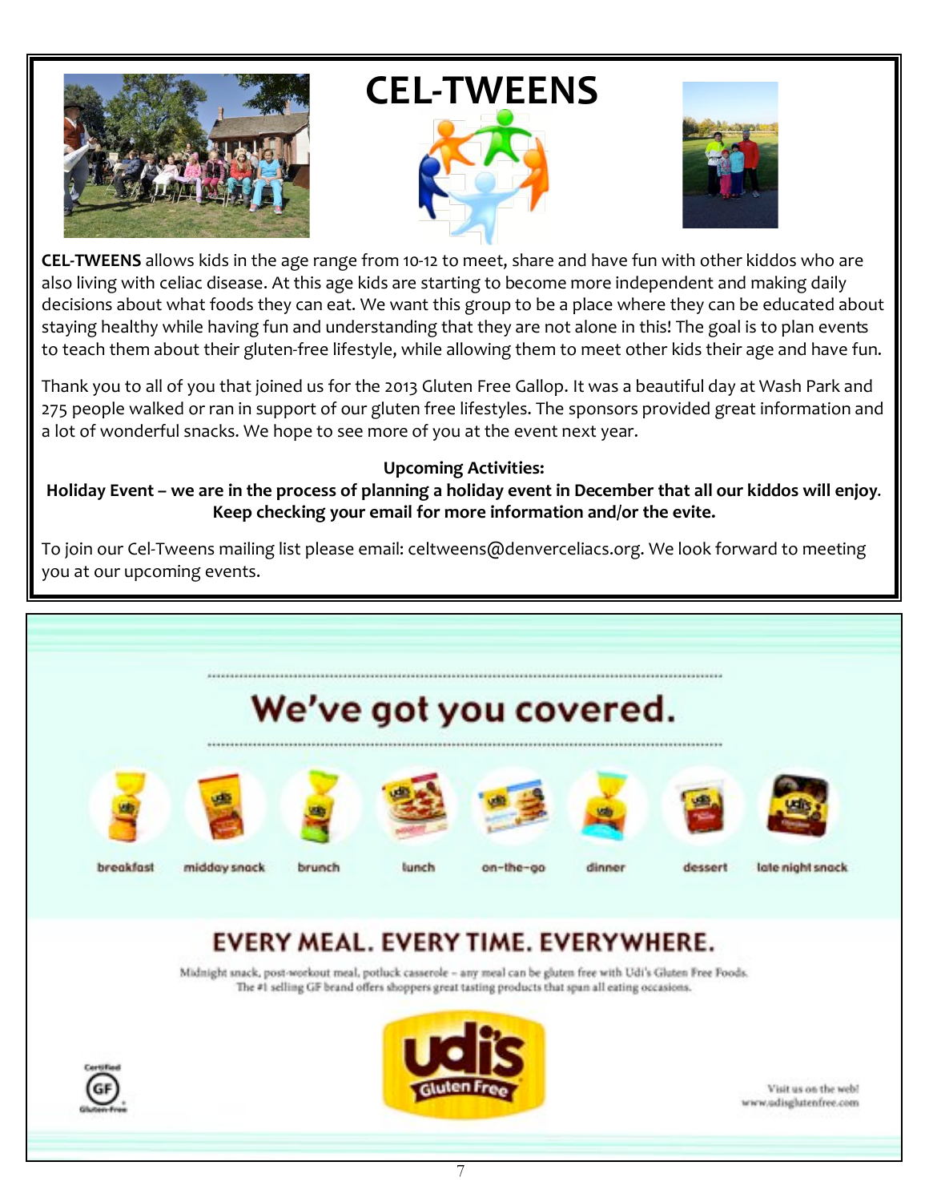# CEL-TWEENS

**CEL-TWEENS** allows kids in the age range from 10-12 to meet, share and have fun with other kiddos who are also living with celiac disease. At this age kids are starting to become more independent and making daily decisions about what foods they can eat. We want this group to be a place where they can be educated about staying healthy while having fun and understanding that they are not alone in this! The goal is to plan events to teach them about their gluten-free lifestyle, while allowing them to meet other kids their age and have fun.

Thank you to all of you that joined us for the 2013 Gluten Free Gallop. It was a beautiful day at Wash Park and 275 people walked or ran in support of our gluten free lifestyles. The sponsors provided great information and a lot of wonderful snacks. We hope to see more of you at the event next year.

**Upcoming Activities:**

**Holiday Event – we are in the process of planning a holiday event in December that all our kiddos will enjoy. Keep checking your email for more information and/or the evite.**

To join our Cel-Tweens mailing list please email: celtweens@denverceliacs.org. We look forward to meeting you at our upcoming events.

## We've got you covered.

breakfast | midday snack | brunch | lunch | on-the-go | dinner | dessert | late night snack

## EVERY MEAL. EVERY TIME. EVERYWHERE.

Midnight snack, post-workout meal, potluck casserole – any meal can be gluten free with Udi's Gluten Free Foods. The #1 selling GF brand offers shoppers great tasting products that span all eating occasions.

Certified GF Gluten-Free

udi's Gluten Free

Visit us on the web! www.udisglutenfree.com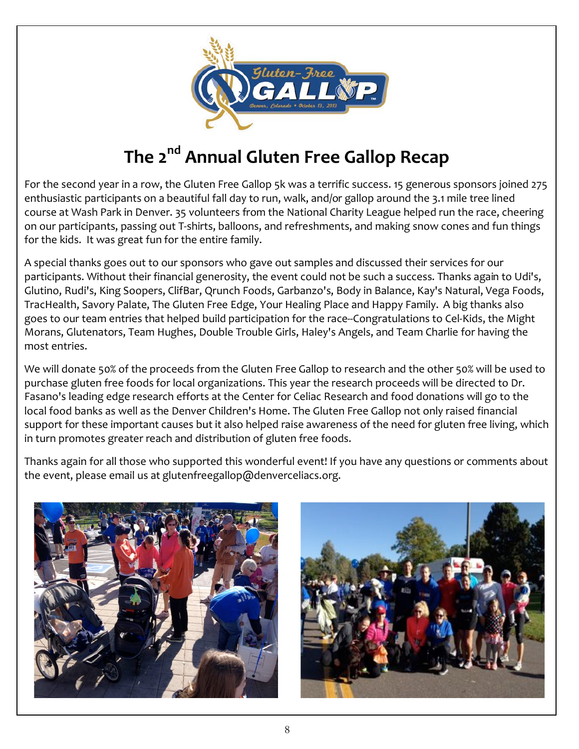# The 2nd Annual Gluten Free Gallop Recap

For the second year in a row, the Gluten Free Gallop 5k was a terrific success. 15 generous sponsors joined 275 enthusiastic participants on a beautiful fall day to run, walk, and/or gallop around the 3.1 mile tree lined course at Wash Park in Denver. 35 volunteers from the National Charity League helped run the race, cheering on our participants, passing out T-shirts, balloons, and refreshments, and making snow cones and fun things for the kids. It was great fun for the entire family.

A special thanks goes out to our sponsors who gave out samples and discussed their services for our participants. Without their financial generosity, the event could not be such a success. Thanks again to Udi's, Glutino, Rudi's, King Soopers, ClifBar, Qrunch Foods, Garbanzo's, Body in Balance, Kay's Natural, Vega Foods, TracHealth, Savory Palate, The Gluten Free Edge, Your Healing Place and Happy Family. A big thanks also goes to our team entries that helped build participation for the race--Congratulations to Cel-Kids, the Might Morans, Glutenators, Team Hughes, Double Trouble Girls, Haley's Angels, and Team Charlie for having the most entries.

We will donate 50% of the proceeds from the Gluten Free Gallop to research and the other 50% will be used to purchase gluten free foods for local organizations. This year the research proceeds will be directed to Dr. Fasano's leading edge research efforts at the Center for Celiac Research and food donations will go to the local food banks as well as the Denver Children's Home. The Gluten Free Gallop not only raised financial support for these important causes but it also helped raise awareness of the need for gluten free living, which in turn promotes greater reach and distribution of gluten free foods.

Thanks again for all those who supported this wonderful event! If you have any questions or comments about the event, please email us at glutenfreegallop@denverceliacs.org.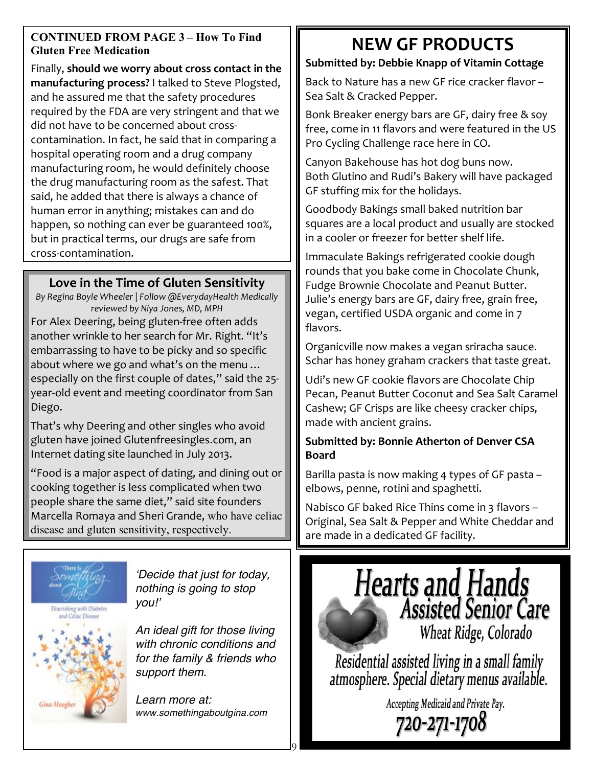**CONTINUED FROM PAGE 3 – How To Find Gluten Free Medication**

Finally, **should we worry about cross contact in the manufacturing process?** I talked to Steve Plogsted, and he assured me that the safety procedures required by the FDA are very stringent and that we did not have to be concerned about cross-contamination. In fact, he said that in comparing a hospital operating room and a drug company manufacturing room, he would definitely choose the drug manufacturing room as the safest. That said, he added that there is always a chance of human error in anything; mistakes can and do happen, so nothing can ever be guaranteed 100%, but in practical terms, our drugs are safe from cross-contamination.

## Love in the Time of Gluten Sensitivity

*By Regina Boyle Wheeler | Follow @EverydayHealth Medically reviewed by Niya Jones, MD, MPH*

For Alex Deering, being gluten-free often adds another wrinkle to her search for Mr. Right. "It's embarrassing to have to be picky and so specific about where we go and what's on the menu … especially on the first couple of dates," said the 25-year-old event and meeting coordinator from San Diego.

That's why Deering and other singles who avoid gluten have joined Glutenfreesingles.com, an Internet dating site launched in July 2013.

"Food is a major aspect of dating, and dining out or cooking together is less complicated when two people share the same diet," said site founders Marcella Romaya and Sheri Grande, who have celiac disease and gluten sensitivity, respectively.

There Is Something about Gina — Flourishing with Diabetes and Celiac Disease — Gina Meagher

*'Decide that just for today, nothing is going to stop you!'*

*An ideal gift for those living with chronic conditions and for the family & friends who support them.*

*Learn more at:*
*www.somethingaboutgina.com*

# NEW GF PRODUCTS

**Submitted by: Debbie Knapp of Vitamin Cottage**

Back to Nature has a new GF rice cracker flavor – Sea Salt & Cracked Pepper.

Bonk Breaker energy bars are GF, dairy free & soy free, come in 11 flavors and were featured in the US Pro Cycling Challenge race here in CO.

Canyon Bakehouse has hot dog buns now.
Both Glutino and Rudi's Bakery will have packaged GF stuffing mix for the holidays.

Goodbody Bakings small baked nutrition bar squares are a local product and usually are stocked in a cooler or freezer for better shelf life.

Immaculate Bakings refrigerated cookie dough rounds that you bake come in Chocolate Chunk, Fudge Brownie Chocolate and Peanut Butter.
Julie's energy bars are GF, dairy free, grain free, vegan, certified USDA organic and come in 7 flavors.

Organicville now makes a vegan sriracha sauce.
Schar has honey graham crackers that taste great.

Udi's new GF cookie flavors are Chocolate Chip Pecan, Peanut Butter Coconut and Sea Salt Caramel Cashew; GF Crisps are like cheesy cracker chips, made with ancient grains.

**Submitted by: Bonnie Atherton of Denver CSA Board**

Barilla pasta is now making 4 types of GF pasta – elbows, penne, rotini and spaghetti.

Nabisco GF baked Rice Thins come in 3 flavors – Original, Sea Salt & Pepper and White Cheddar and are made in a dedicated GF facility.

**Hearts and Hands Assisted Senior Care**
Wheat Ridge, Colorado

Residential assisted living in a small family atmosphere. Special dietary menus available.

Accepting Medicaid and Private Pay.
**720-271-1708**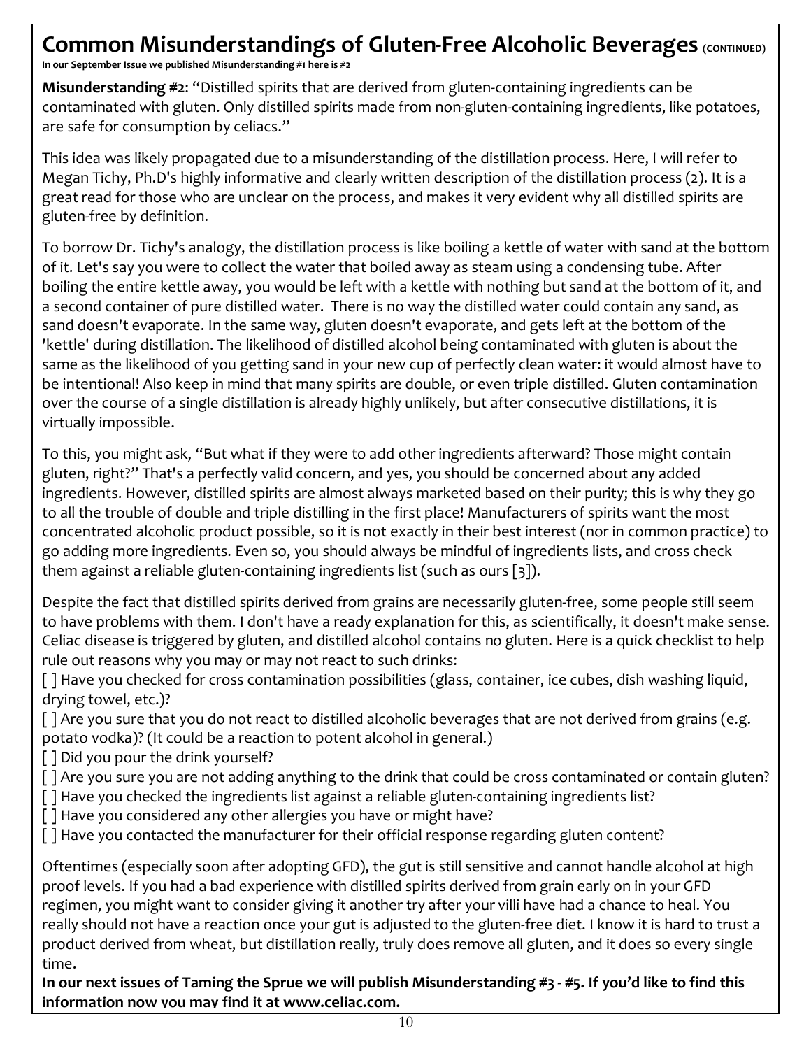## Common Misunderstandings of Gluten-Free Alcoholic Beverages (CONTINUED)

**In our September Issue we published Misunderstanding #1 here is #2**

**Misunderstanding #2**: "Distilled spirits that are derived from gluten-containing ingredients can be contaminated with gluten. Only distilled spirits made from non-gluten-containing ingredients, like potatoes, are safe for consumption by celiacs."

This idea was likely propagated due to a misunderstanding of the distillation process. Here, I will refer to Megan Tichy, Ph.D's highly informative and clearly written description of the distillation process (2). It is a great read for those who are unclear on the process, and makes it very evident why all distilled spirits are gluten-free by definition.

To borrow Dr. Tichy's analogy, the distillation process is like boiling a kettle of water with sand at the bottom of it. Let's say you were to collect the water that boiled away as steam using a condensing tube. After boiling the entire kettle away, you would be left with a kettle with nothing but sand at the bottom of it, and a second container of pure distilled water. There is no way the distilled water could contain any sand, as sand doesn't evaporate. In the same way, gluten doesn't evaporate, and gets left at the bottom of the 'kettle' during distillation. The likelihood of distilled alcohol being contaminated with gluten is about the same as the likelihood of you getting sand in your new cup of perfectly clean water: it would almost have to be intentional! Also keep in mind that many spirits are double, or even triple distilled. Gluten contamination over the course of a single distillation is already highly unlikely, but after consecutive distillations, it is virtually impossible.

To this, you might ask, "But what if they were to add other ingredients afterward? Those might contain gluten, right?" That's a perfectly valid concern, and yes, you should be concerned about any added ingredients. However, distilled spirits are almost always marketed based on their purity; this is why they go to all the trouble of double and triple distilling in the first place! Manufacturers of spirits want the most concentrated alcoholic product possible, so it is not exactly in their best interest (nor in common practice) to go adding more ingredients. Even so, you should always be mindful of ingredients lists, and cross check them against a reliable gluten-containing ingredients list (such as ours [3]).

Despite the fact that distilled spirits derived from grains are necessarily gluten-free, some people still seem to have problems with them. I don't have a ready explanation for this, as scientifically, it doesn't make sense. Celiac disease is triggered by gluten, and distilled alcohol contains no gluten. Here is a quick checklist to help rule out reasons why you may or may not react to such drinks:

[ ] Have you checked for cross contamination possibilities (glass, container, ice cubes, dish washing liquid, drying towel, etc.)?
[ ] Are you sure that you do not react to distilled alcoholic beverages that are not derived from grains (e.g. potato vodka)? (It could be a reaction to potent alcohol in general.)
[ ] Did you pour the drink yourself?
[ ] Are you sure you are not adding anything to the drink that could be cross contaminated or contain gluten?
[ ] Have you checked the ingredients list against a reliable gluten-containing ingredients list?
[ ] Have you considered any other allergies you have or might have?
[ ] Have you contacted the manufacturer for their official response regarding gluten content?

Oftentimes (especially soon after adopting GFD), the gut is still sensitive and cannot handle alcohol at high proof levels. If you had a bad experience with distilled spirits derived from grain early on in your GFD regimen, you might want to consider giving it another try after your villi have had a chance to heal. You really should not have a reaction once your gut is adjusted to the gluten-free diet. I know it is hard to trust a product derived from wheat, but distillation really, truly does remove all gluten, and it does so every single time.

**In our next issues of Taming the Sprue we will publish Misunderstanding #3 - #5. If you'd like to find this information now you may find it at www.celiac.com.**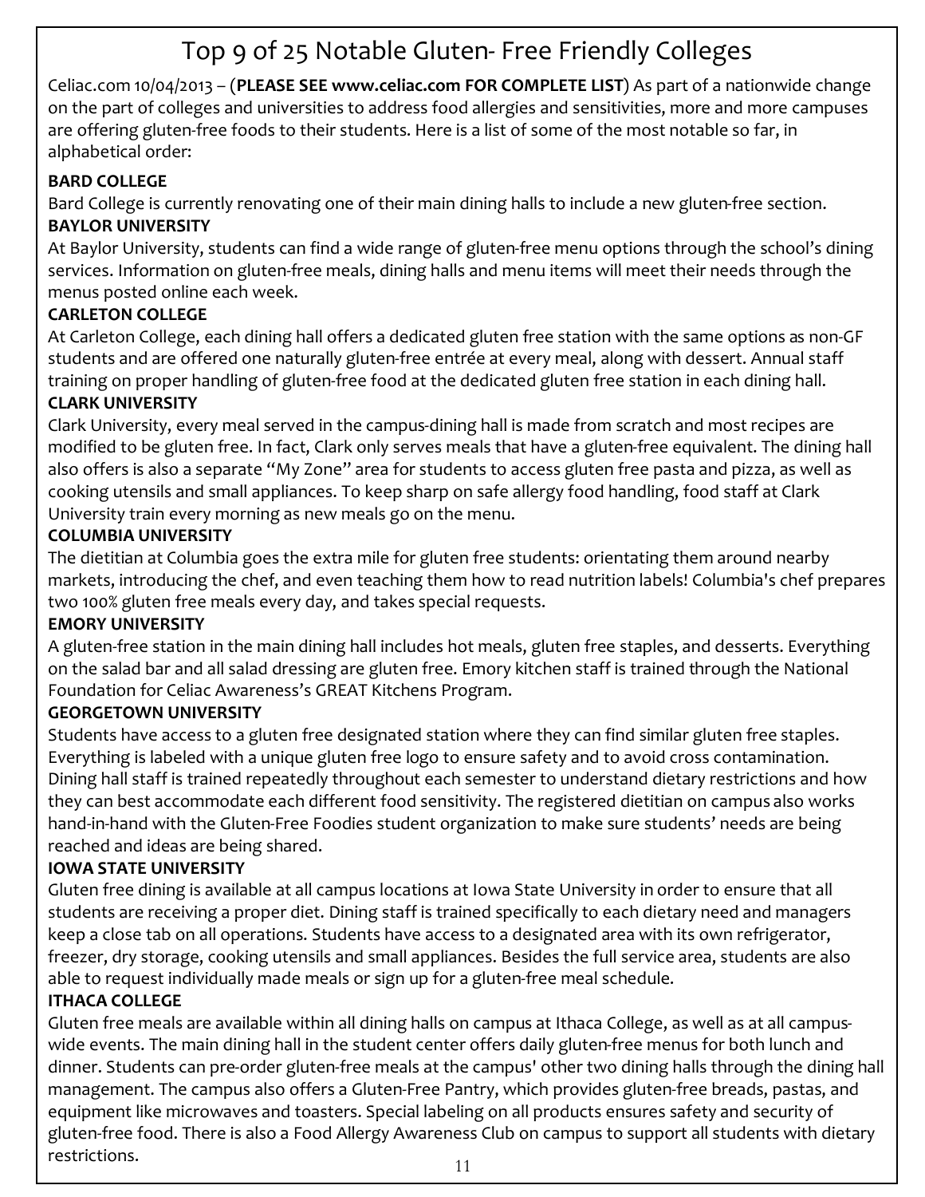# Top 9 of 25 Notable Gluten- Free Friendly Colleges

Celiac.com 10/04/2013 – (**PLEASE SEE www.celiac.com FOR COMPLETE LIST**) As part of a nationwide change on the part of colleges and universities to address food allergies and sensitivities, more and more campuses are offering gluten-free foods to their students. Here is a list of some of the most notable so far, in alphabetical order:

**BARD COLLEGE**

Bard College is currently renovating one of their main dining halls to include a new gluten-free section.

**BAYLOR UNIVERSITY**

At Baylor University, students can find a wide range of gluten-free menu options through the school's dining services. Information on gluten-free meals, dining halls and menu items will meet their needs through the menus posted online each week.

**CARLETON COLLEGE**

At Carleton College, each dining hall offers a dedicated gluten free station with the same options as non-GF students and are offered one naturally gluten-free entrée at every meal, along with dessert. Annual staff training on proper handling of gluten-free food at the dedicated gluten free station in each dining hall.

**CLARK UNIVERSITY**

Clark University, every meal served in the campus-dining hall is made from scratch and most recipes are modified to be gluten free. In fact, Clark only serves meals that have a gluten-free equivalent. The dining hall also offers is also a separate "My Zone" area for students to access gluten free pasta and pizza, as well as cooking utensils and small appliances. To keep sharp on safe allergy food handling, food staff at Clark University train every morning as new meals go on the menu.

**COLUMBIA UNIVERSITY**

The dietitian at Columbia goes the extra mile for gluten free students: orientating them around nearby markets, introducing the chef, and even teaching them how to read nutrition labels! Columbia's chef prepares two 100% gluten free meals every day, and takes special requests.

**EMORY UNIVERSITY**

A gluten-free station in the main dining hall includes hot meals, gluten free staples, and desserts. Everything on the salad bar and all salad dressing are gluten free. Emory kitchen staff is trained through the National Foundation for Celiac Awareness's GREAT Kitchens Program.

**GEORGETOWN UNIVERSITY**

Students have access to a gluten free designated station where they can find similar gluten free staples. Everything is labeled with a unique gluten free logo to ensure safety and to avoid cross contamination. Dining hall staff is trained repeatedly throughout each semester to understand dietary restrictions and how they can best accommodate each different food sensitivity. The registered dietitian on campus also works hand-in-hand with the Gluten-Free Foodies student organization to make sure students' needs are being reached and ideas are being shared.

**IOWA STATE UNIVERSITY**

Gluten free dining is available at all campus locations at Iowa State University in order to ensure that all students are receiving a proper diet. Dining staff is trained specifically to each dietary need and managers keep a close tab on all operations. Students have access to a designated area with its own refrigerator, freezer, dry storage, cooking utensils and small appliances. Besides the full service area, students are also able to request individually made meals or sign up for a gluten-free meal schedule.

**ITHACA COLLEGE**

Gluten free meals are available within all dining halls on campus at Ithaca College, as well as at all campus-wide events. The main dining hall in the student center offers daily gluten-free menus for both lunch and dinner. Students can pre-order gluten-free meals at the campus' other two dining halls through the dining hall management. The campus also offers a Gluten-Free Pantry, which provides gluten-free breads, pastas, and equipment like microwaves and toasters. Special labeling on all products ensures safety and security of gluten-free food. There is also a Food Allergy Awareness Club on campus to support all students with dietary restrictions.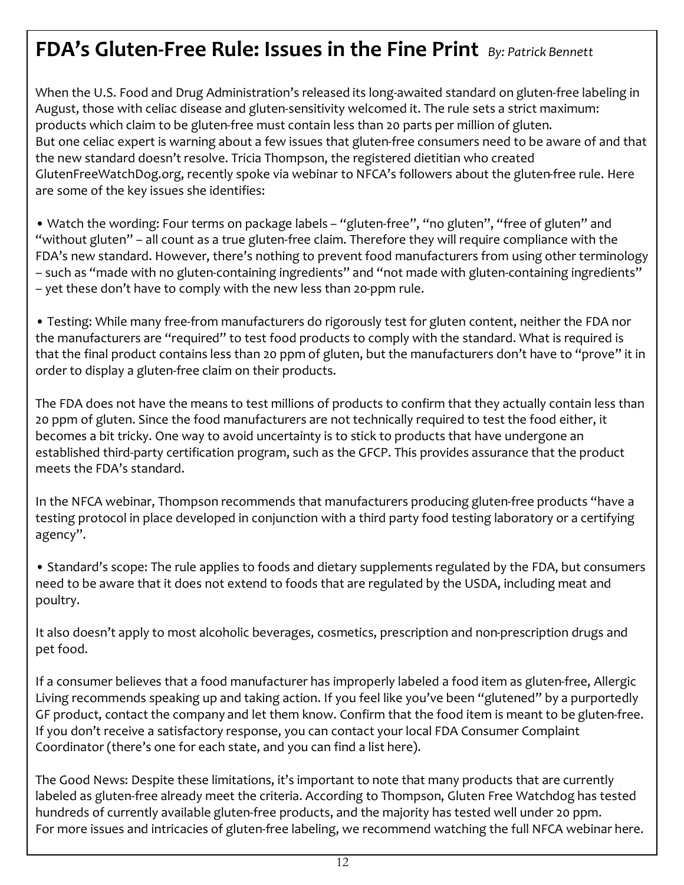# FDA's Gluten-Free Rule: Issues in the Fine Print *By: Patrick Bennett*

When the U.S. Food and Drug Administration's released its long-awaited standard on gluten-free labeling in August, those with celiac disease and gluten-sensitivity welcomed it. The rule sets a strict maximum: products which claim to be gluten-free must contain less than 20 parts per million of gluten.
But one celiac expert is warning about a few issues that gluten-free consumers need to be aware of and that the new standard doesn't resolve. Tricia Thompson, the registered dietitian who created GlutenFreeWatchDog.org, recently spoke via webinar to NFCA's followers about the gluten-free rule. Here are some of the key issues she identifies:

- Watch the wording: Four terms on package labels – "gluten-free", "no gluten", "free of gluten" and "without gluten" – all count as a true gluten-free claim. Therefore they will require compliance with the FDA's new standard. However, there's nothing to prevent food manufacturers from using other terminology – such as "made with no gluten-containing ingredients" and "not made with gluten-containing ingredients" – yet these don't have to comply with the new less than 20-ppm rule.

- Testing: While many free-from manufacturers do rigorously test for gluten content, neither the FDA nor the manufacturers are "required" to test food products to comply with the standard. What is required is that the final product contains less than 20 ppm of gluten, but the manufacturers don't have to "prove" it in order to display a gluten-free claim on their products.

The FDA does not have the means to test millions of products to confirm that they actually contain less than 20 ppm of gluten. Since the food manufacturers are not technically required to test the food either, it becomes a bit tricky. One way to avoid uncertainty is to stick to products that have undergone an established third-party certification program, such as the GFCP. This provides assurance that the product meets the FDA's standard.

In the NFCA webinar, Thompson recommends that manufacturers producing gluten-free products "have a testing protocol in place developed in conjunction with a third party food testing laboratory or a certifying agency".

- Standard's scope: The rule applies to foods and dietary supplements regulated by the FDA, but consumers need to be aware that it does not extend to foods that are regulated by the USDA, including meat and poultry.

It also doesn't apply to most alcoholic beverages, cosmetics, prescription and non-prescription drugs and pet food.

If a consumer believes that a food manufacturer has improperly labeled a food item as gluten-free, Allergic Living recommends speaking up and taking action. If you feel like you've been "glutened" by a purportedly GF product, contact the company and let them know. Confirm that the food item is meant to be gluten-free. If you don't receive a satisfactory response, you can contact your local FDA Consumer Complaint Coordinator (there's one for each state, and you can find a list here).

The Good News: Despite these limitations, it's important to note that many products that are currently labeled as gluten-free already meet the criteria. According to Thompson, Gluten Free Watchdog has tested hundreds of currently available gluten-free products, and the majority has tested well under 20 ppm.
For more issues and intricacies of gluten-free labeling, we recommend watching the full NFCA webinar here.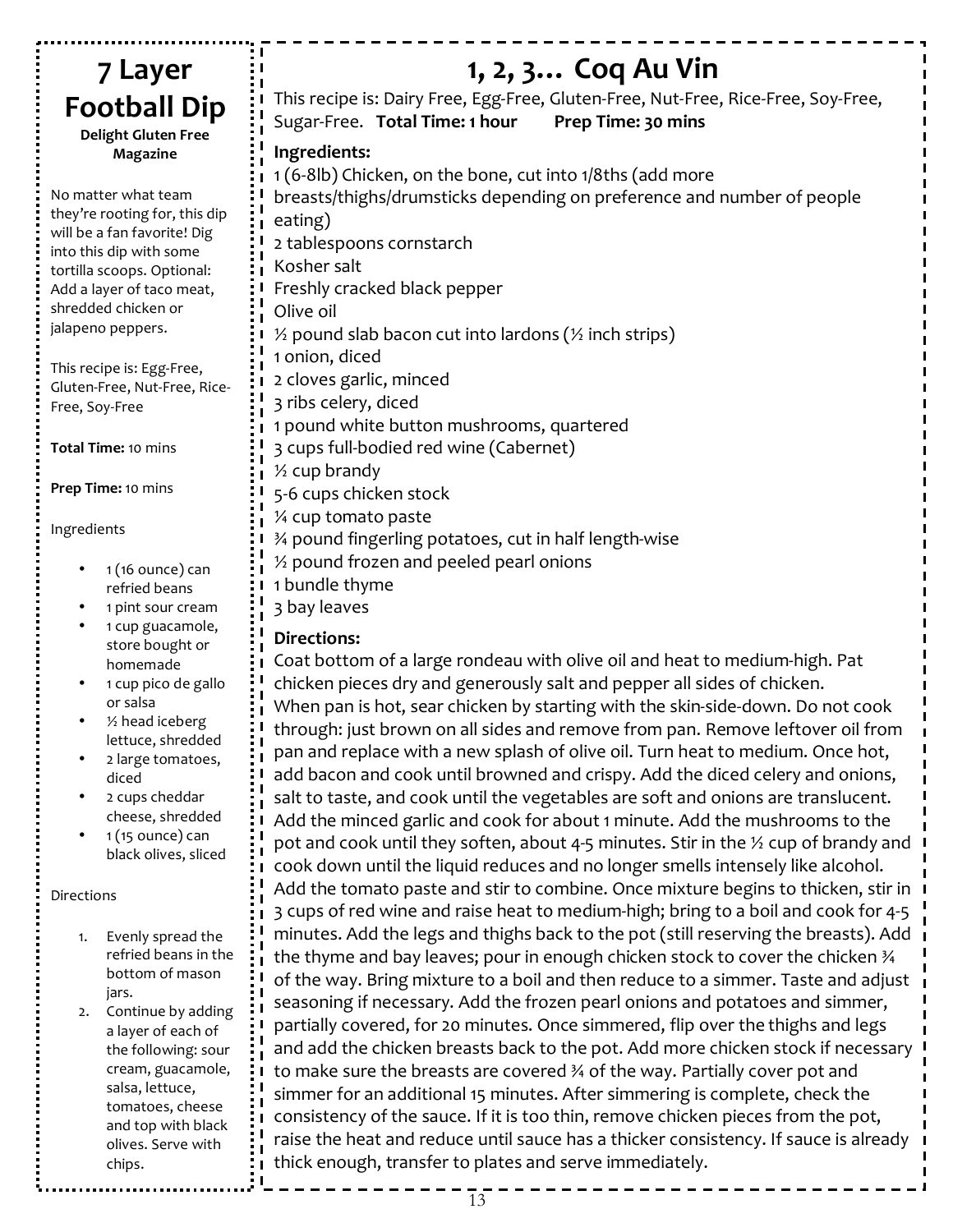# 7 Layer Football Dip

**Delight Gluten Free Magazine**

No matter what team they're rooting for, this dip will be a fan favorite! Dig into this dip with some tortilla scoops. Optional: Add a layer of taco meat, shredded chicken or jalapeno peppers.

This recipe is: Egg-Free, Gluten-Free, Nut-Free, Rice-Free, Soy-Free

**Total Time:** 10 mins

**Prep Time:** 10 mins

Ingredients

- 1 (16 ounce) can refried beans
- 1 pint sour cream
- 1 cup guacamole, store bought or homemade
- 1 cup pico de gallo or salsa
- ½ head iceberg lettuce, shredded
- 2 large tomatoes, diced
- 2 cups cheddar cheese, shredded
- 1 (15 ounce) can black olives, sliced

Directions

1. Evenly spread the refried beans in the bottom of mason jars.
2. Continue by adding a layer of each of the following: sour cream, guacamole, salsa, lettuce, tomatoes, cheese and top with black olives. Serve with chips.

# 1, 2, 3… Coq Au Vin

This recipe is: Dairy Free, Egg-Free, Gluten-Free, Nut-Free, Rice-Free, Soy-Free, Sugar-Free. **Total Time: 1 hour** **Prep Time: 30 mins**

**Ingredients:**

1 (6-8lb) Chicken, on the bone, cut into 1/8ths (add more breasts/thighs/drumsticks depending on preference and number of people eating)
2 tablespoons cornstarch
Kosher salt
Freshly cracked black pepper
Olive oil
½ pound slab bacon cut into lardons (½ inch strips)
1 onion, diced
2 cloves garlic, minced
3 ribs celery, diced
1 pound white button mushrooms, quartered
3 cups full-bodied red wine (Cabernet)
½ cup brandy
5-6 cups chicken stock
¼ cup tomato paste
¾ pound fingerling potatoes, cut in half length-wise
½ pound frozen and peeled pearl onions
1 bundle thyme
3 bay leaves

**Directions:**

Coat bottom of a large rondeau with olive oil and heat to medium-high. Pat chicken pieces dry and generously salt and pepper all sides of chicken. When pan is hot, sear chicken by starting with the skin-side-down. Do not cook through: just brown on all sides and remove from pan. Remove leftover oil from pan and replace with a new splash of olive oil. Turn heat to medium. Once hot, add bacon and cook until browned and crispy. Add the diced celery and onions, salt to taste, and cook until the vegetables are soft and onions are translucent. Add the minced garlic and cook for about 1 minute. Add the mushrooms to the pot and cook until they soften, about 4-5 minutes. Stir in the ½ cup of brandy and cook down until the liquid reduces and no longer smells intensely like alcohol. Add the tomato paste and stir to combine. Once mixture begins to thicken, stir in 3 cups of red wine and raise heat to medium-high; bring to a boil and cook for 4-5 minutes. Add the legs and thighs back to the pot (still reserving the breasts). Add the thyme and bay leaves; pour in enough chicken stock to cover the chicken ¾ of the way. Bring mixture to a boil and then reduce to a simmer. Taste and adjust seasoning if necessary. Add the frozen pearl onions and potatoes and simmer, partially covered, for 20 minutes. Once simmered, flip over the thighs and legs and add the chicken breasts back to the pot. Add more chicken stock if necessary to make sure the breasts are covered ¾ of the way. Partially cover pot and simmer for an additional 15 minutes. After simmering is complete, check the consistency of the sauce. If it is too thin, remove chicken pieces from the pot, raise the heat and reduce until sauce has a thicker consistency. If sauce is already thick enough, transfer to plates and serve immediately.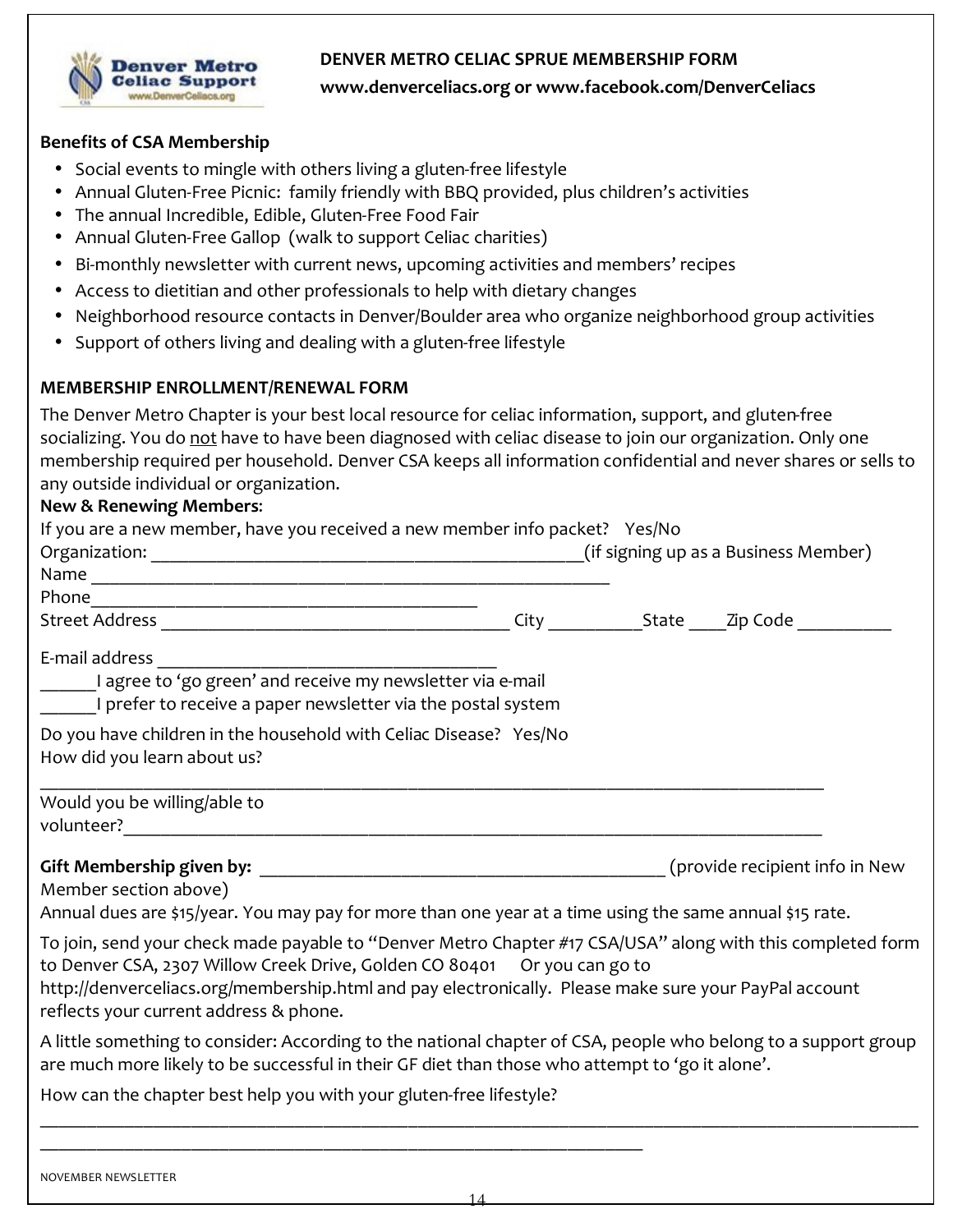**DENVER METRO CELIAC SPRUE MEMBERSHIP FORM**

**www.denverceliacs.org or www.facebook.com/DenverCeliacs**

**Benefits of CSA Membership**

- Social events to mingle with others living a gluten-free lifestyle
- Annual Gluten-Free Picnic: family friendly with BBQ provided, plus children's activities
- The annual Incredible, Edible, Gluten-Free Food Fair
- Annual Gluten-Free Gallop (walk to support Celiac charities)
- Bi-monthly newsletter with current news, upcoming activities and members' recipes
- Access to dietitian and other professionals to help with dietary changes
- Neighborhood resource contacts in Denver/Boulder area who organize neighborhood group activities
- Support of others living and dealing with a gluten-free lifestyle

**MEMBERSHIP ENROLLMENT/RENEWAL FORM**

The Denver Metro Chapter is your best local resource for celiac information, support, and gluten-free socializing. You do not have to have been diagnosed with celiac disease to join our organization. Only one membership required per household. Denver CSA keeps all information confidential and never shares or sells to any outside individual or organization.

**New & Renewing Members**:

If you are a new member, have you received a new member info packet? Yes/No

Organization: ______________________________________________(if signing up as a Business Member)

Name ____________________________________________________

Phone_____________________________________

Street Address ___________________________________ City __________State ____Zip Code __________

E-mail address ___________________________________

______I agree to 'go green' and receive my newsletter via e-mail

______I prefer to receive a paper newsletter via the postal system

Do you have children in the household with Celiac Disease? Yes/No

How did you learn about us?

_______________________________________________________________________________

Would you be willing/able to volunteer?_____________________________________________________________________

**Gift Membership given by:** _________________________________________ (provide recipient info in New Member section above)

Annual dues are $15/year. You may pay for more than one year at a time using the same annual $15 rate.

To join, send your check made payable to "Denver Metro Chapter #17 CSA/USA" along with this completed form to Denver CSA, 2307 Willow Creek Drive, Golden CO 80401 Or you can go to http://denverceliacs.org/membership.html and pay electronically. Please make sure your PayPal account reflects your current address & phone.

A little something to consider: According to the national chapter of CSA, people who belong to a support group are much more likely to be successful in their GF diet than those who attempt to 'go it alone'.

How can the chapter best help you with your gluten-free lifestyle?

_____________________________________________________________________________________________

_____________________________________________________________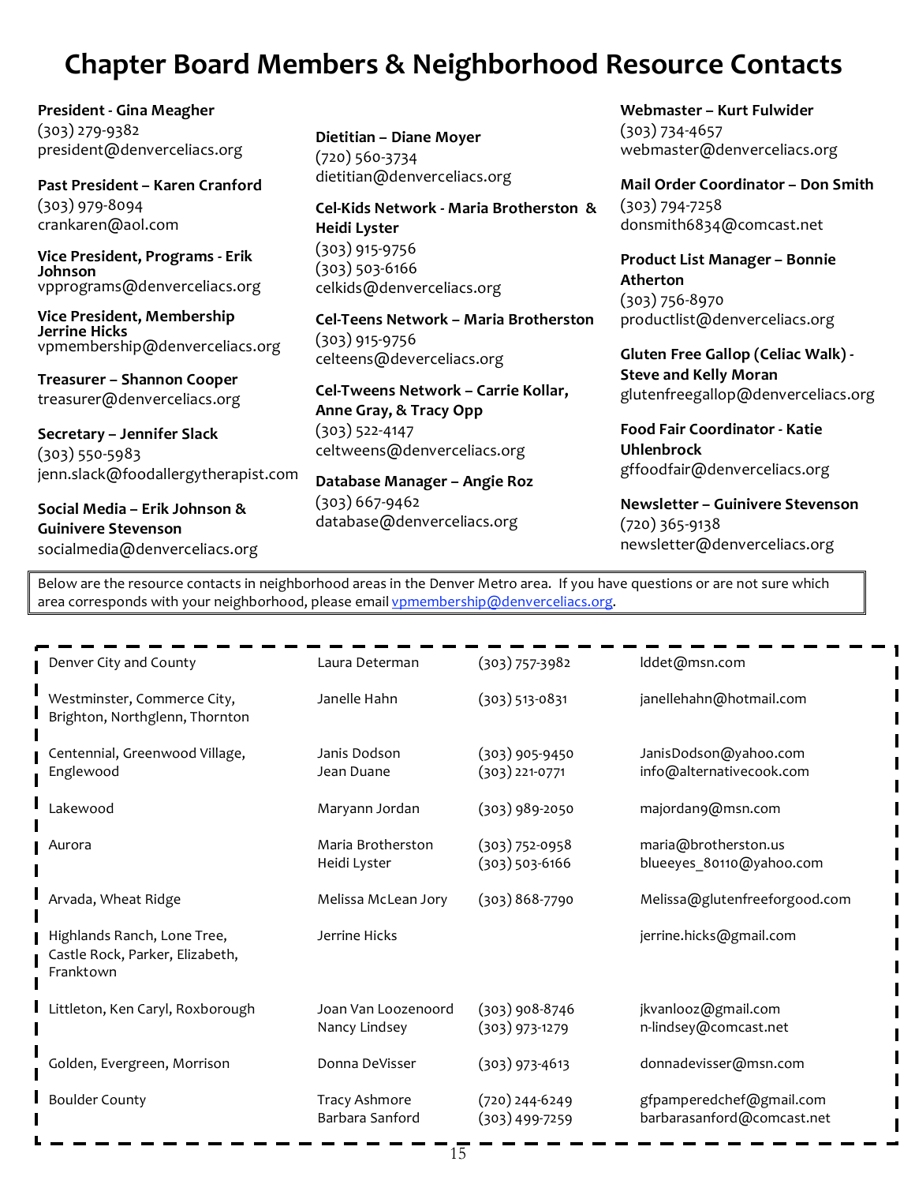# Chapter Board Members & Neighborhood Resource Contacts

**President - Gina Meagher**
(303) 279-9382
president@denverceliacs.org

**Past President – Karen Cranford**
(303) 979-8094
crankaren@aol.com

**Vice President, Programs - Erik Johnson**
vpprograms@denverceliacs.org

**Vice President, Membership Jerrine Hicks**
vpmembership@denverceliacs.org

**Treasurer – Shannon Cooper**
treasurer@denverceliacs.org

**Secretary – Jennifer Slack**
(303) 550-5983
jenn.slack@foodallergytherapist.com

**Social Media – Erik Johnson & Guinivere Stevenson**
socialmedia@denverceliacs.org

**Dietitian – Diane Moyer**
(720) 560-3734
dietitian@denverceliacs.org

**Cel-Kids Network - Maria Brotherston & Heidi Lyster**
(303) 915-9756
(303) 503-6166
celkids@denverceliacs.org

**Cel-Teens Network – Maria Brotherston**
(303) 915-9756
celteens@deverceliacs.org

**Cel-Tweens Network – Carrie Kollar, Anne Gray, & Tracy Opp**
(303) 522-4147
celtweens@denverceliacs.org

**Database Manager – Angie Roz**
(303) 667-9462
database@denverceliacs.org

**Webmaster – Kurt Fulwider**
(303) 734-4657
webmaster@denverceliacs.org

**Mail Order Coordinator – Don Smith**
(303) 794-7258
donsmith6834@comcast.net

**Product List Manager – Bonnie Atherton**
(303) 756-8970
productlist@denverceliacs.org

**Gluten Free Gallop (Celiac Walk) - Steve and Kelly Moran**
glutenfreegallop@denverceliacs.org

**Food Fair Coordinator - Katie Uhlenbrock**
gffoodfair@denverceliacs.org

**Newsletter – Guinivere Stevenson**
(720) 365-9138
newsletter@denverceliacs.org

Below are the resource contacts in neighborhood areas in the Denver Metro area. If you have questions or are not sure which area corresponds with your neighborhood, please email vpmembership@denverceliacs.org.

| Area | Contact | Phone | Email |
|---|---|---|---|
| Denver City and County | Laura Determan | (303) 757-3982 | lddet@msn.com |
| Westminster, Commerce City, Brighton, Northglenn, Thornton | Janelle Hahn | (303) 513-0831 | janellehahn@hotmail.com |
| Centennial, Greenwood Village, Englewood | Janis Dodson<br>Jean Duane | (303) 905-9450<br>(303) 221-0771 | JanisDodson@yahoo.com<br>info@alternativecook.com |
| Lakewood | Maryann Jordan | (303) 989-2050 | majordan9@msn.com |
| Aurora | Maria Brotherston<br>Heidi Lyster | (303) 752-0958<br>(303) 503-6166 | maria@brotherston.us<br>blueeyes_80110@yahoo.com |
| Arvada, Wheat Ridge | Melissa McLean Jory | (303) 868-7790 | Melissa@glutenfreeforgood.com |
| Highlands Ranch, Lone Tree, Castle Rock, Parker, Elizabeth, Franktown | Jerrine Hicks | | jerrine.hicks@gmail.com |
| Littleton, Ken Caryl, Roxborough | Joan Van Loozenoord<br>Nancy Lindsey | (303) 908-8746<br>(303) 973-1279 | jkvanlooz@gmail.com<br>n-lindsey@comcast.net |
| Golden, Evergreen, Morrison | Donna DeVisser | (303) 973-4613 | donnadevisser@msn.com |
| Boulder County | Tracy Ashmore<br>Barbara Sanford | (720) 244-6249<br>(303) 499-7259 | gfpamperedchef@gmail.com<br>barbarasanford@comcast.net |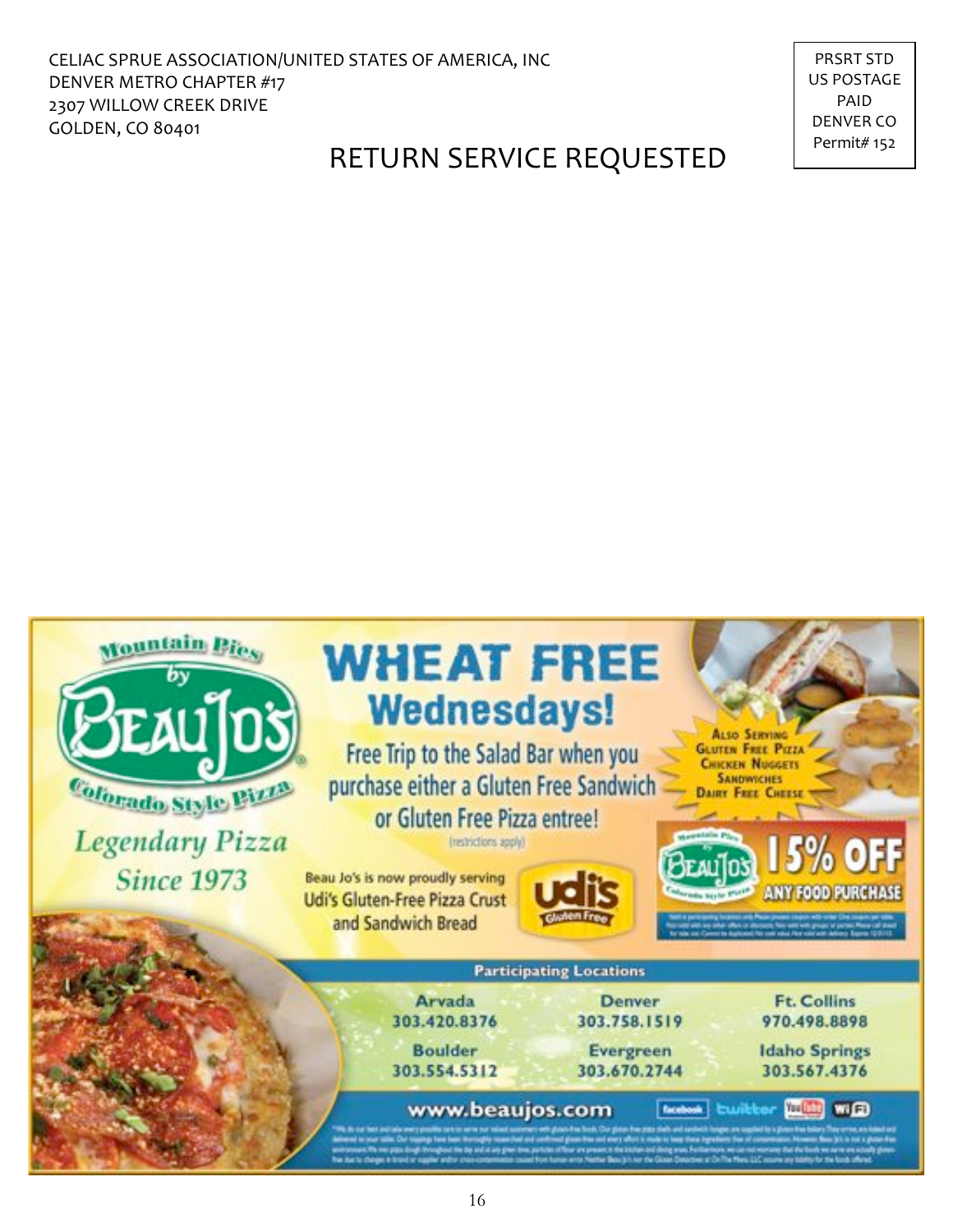CELIAC SPRUE ASSOCIATION/UNITED STATES OF AMERICA, INC
DENVER METRO CHAPTER #17
2307 WILLOW CREEK DRIVE
GOLDEN, CO 80401

PRSRT STD
US POSTAGE
PAID
DENVER CO
Permit# 152

RETURN SERVICE REQUESTED

Mountain Pies by Beau Jo's Colorado Style Pizza

*Legendary Pizza Since 1973*

# WHEAT FREE Wednesdays!

Free Trip to the Salad Bar when you purchase either a Gluten Free Sandwich or Gluten Free Pizza entree!

(restrictions apply)

Beau Jo's is now proudly serving Udi's Gluten-Free Pizza Crust and Sandwich Bread

Udi's Gluten Free

Also Serving Gluten Free Pizza, Chicken Nuggets, Sandwiches, Dairy Free Cheese

15% OFF ANY FOOD PURCHASE

**Participating Locations**

| | | |
|---|---|---|
| Arvada 303.420.8376 | Denver 303.758.1519 | Ft. Collins 970.498.8898 |
| Boulder 303.554.5312 | Evergreen 303.670.2744 | Idaho Springs 303.567.4376 |

www.beaujos.com